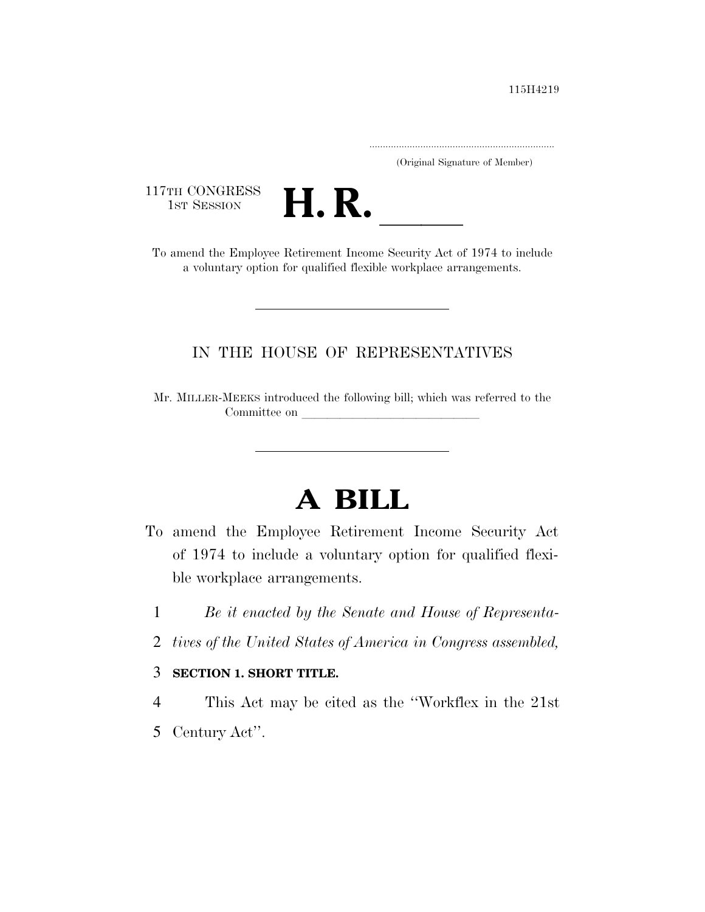115H4219

.....................................................................
(Original Signature of Member)

117TH CONGRESS
1ST SESSION

# H. R. ______

To amend the Employee Retirement Income Security Act of 1974 to include a voluntary option for qualified flexible workplace arrangements.

---

IN THE HOUSE OF REPRESENTATIVES

Mr. MILLER-MEEKS introduced the following bill; which was referred to the Committee on ______________________________

---

# A BILL

To amend the Employee Retirement Income Security Act of 1974 to include a voluntary option for qualified flexible workplace arrangements.

1 *Be it enacted by the Senate and House of Representa-*
2 *tives of the United States of America in Congress assembled,*

3 **SECTION 1. SHORT TITLE.**

4 This Act may be cited as the "Workflex in the 21st
5 Century Act".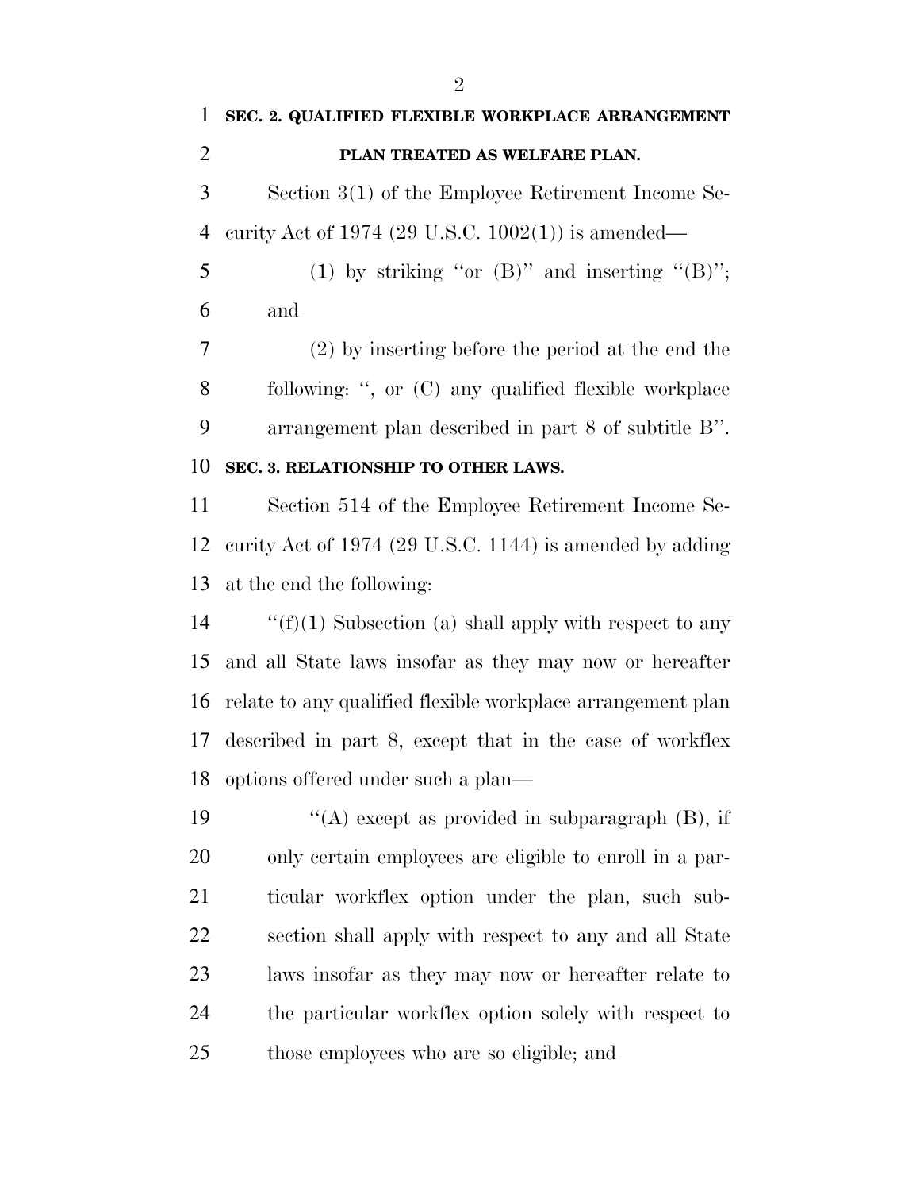**SEC. 2. QUALIFIED FLEXIBLE WORKPLACE ARRANGEMENT PLAN TREATED AS WELFARE PLAN.**

Section 3(1) of the Employee Retirement Income Security Act of 1974 (29 U.S.C. 1002(1)) is amended—

(1) by striking "or (B)" and inserting "(B)"; and

(2) by inserting before the period at the end the following: ", or (C) any qualified flexible workplace arrangement plan described in part 8 of subtitle B".

**SEC. 3. RELATIONSHIP TO OTHER LAWS.**

Section 514 of the Employee Retirement Income Security Act of 1974 (29 U.S.C. 1144) is amended by adding at the end the following:

"(f)(1) Subsection (a) shall apply with respect to any and all State laws insofar as they may now or hereafter relate to any qualified flexible workplace arrangement plan described in part 8, except that in the case of workflex options offered under such a plan—

"(A) except as provided in subparagraph (B), if only certain employees are eligible to enroll in a particular workflex option under the plan, such subsection shall apply with respect to any and all State laws insofar as they may now or hereafter relate to the particular workflex option solely with respect to those employees who are so eligible; and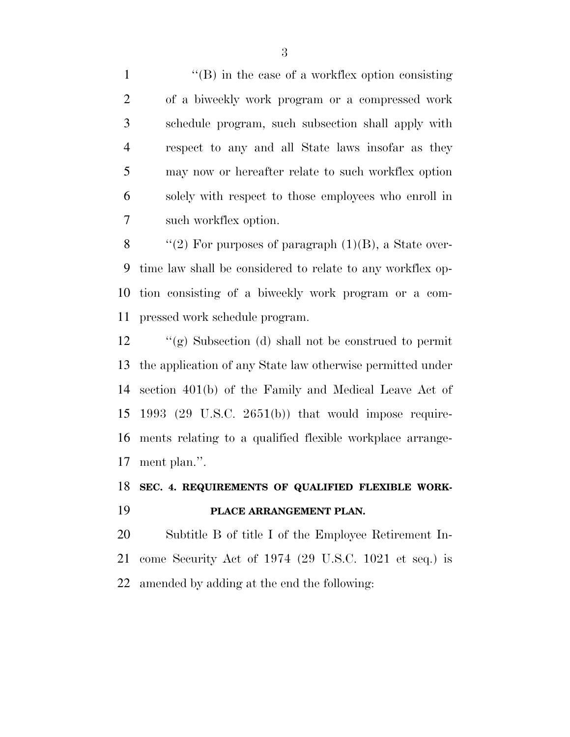''(B) in the case of a workflex option consisting of a biweekly work program or a compressed work schedule program, such subsection shall apply with respect to any and all State laws insofar as they may now or hereafter relate to such workflex option solely with respect to those employees who enroll in such workflex option.

''(2) For purposes of paragraph (1)(B), a State overtime law shall be considered to relate to any workflex option consisting of a biweekly work program or a compressed work schedule program.

''(g) Subsection (d) shall not be construed to permit the application of any State law otherwise permitted under section 401(b) of the Family and Medical Leave Act of 1993 (29 U.S.C. 2651(b)) that would impose requirements relating to a qualified flexible workplace arrangement plan.''.

## SEC. 4. REQUIREMENTS OF QUALIFIED FLEXIBLE WORKPLACE ARRANGEMENT PLAN.

Subtitle B of title I of the Employee Retirement Income Security Act of 1974 (29 U.S.C. 1021 et seq.) is amended by adding at the end the following: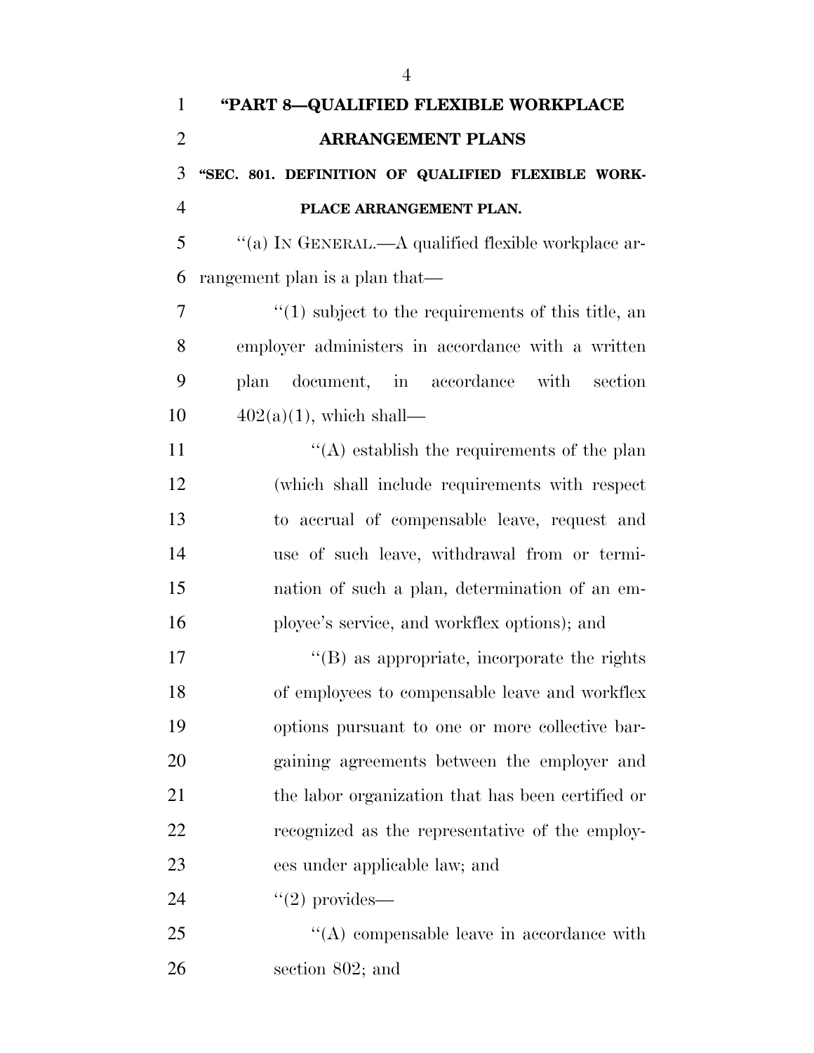## "PART 8—QUALIFIED FLEXIBLE WORKPLACE ARRANGEMENT PLANS

### "SEC. 801. DEFINITION OF QUALIFIED FLEXIBLE WORKPLACE ARRANGEMENT PLAN.

"(a) IN GENERAL.—A qualified flexible workplace arrangement plan is a plan that—

"(1) subject to the requirements of this title, an employer administers in accordance with a written plan document, in accordance with section 402(a)(1), which shall—

"(A) establish the requirements of the plan (which shall include requirements with respect to accrual of compensable leave, request and use of such leave, withdrawal from or termination of such a plan, determination of an employee's service, and workflex options); and

"(B) as appropriate, incorporate the rights of employees to compensable leave and workflex options pursuant to one or more collective bargaining agreements between the employer and the labor organization that has been certified or recognized as the representative of the employees under applicable law; and

"(2) provides—

"(A) compensable leave in accordance with section 802; and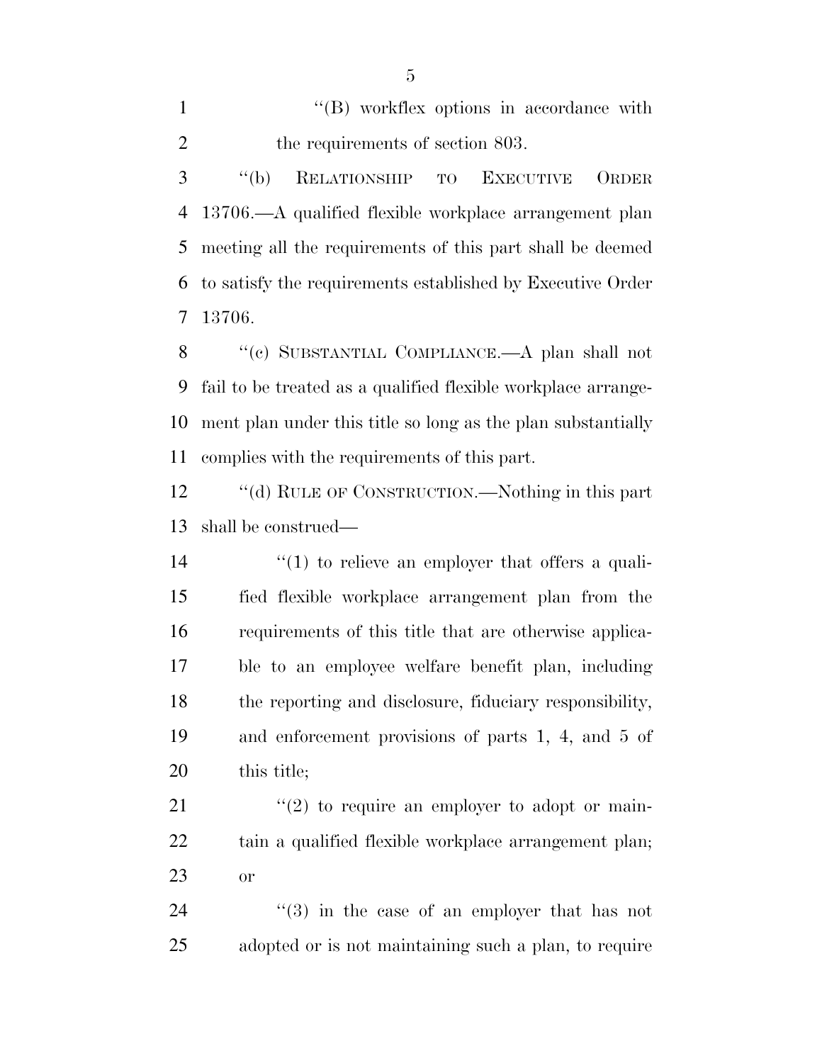"(B) workflex options in accordance with the requirements of section 803.

"(b) RELATIONSHIP TO EXECUTIVE ORDER 13706.—A qualified flexible workplace arrangement plan meeting all the requirements of this part shall be deemed to satisfy the requirements established by Executive Order 13706.

"(c) SUBSTANTIAL COMPLIANCE.—A plan shall not fail to be treated as a qualified flexible workplace arrangement plan under this title so long as the plan substantially complies with the requirements of this part.

"(d) RULE OF CONSTRUCTION.—Nothing in this part shall be construed—

"(1) to relieve an employer that offers a qualified flexible workplace arrangement plan from the requirements of this title that are otherwise applicable to an employee welfare benefit plan, including the reporting and disclosure, fiduciary responsibility, and enforcement provisions of parts 1, 4, and 5 of this title;

"(2) to require an employer to adopt or maintain a qualified flexible workplace arrangement plan; or

"(3) in the case of an employer that has not adopted or is not maintaining such a plan, to require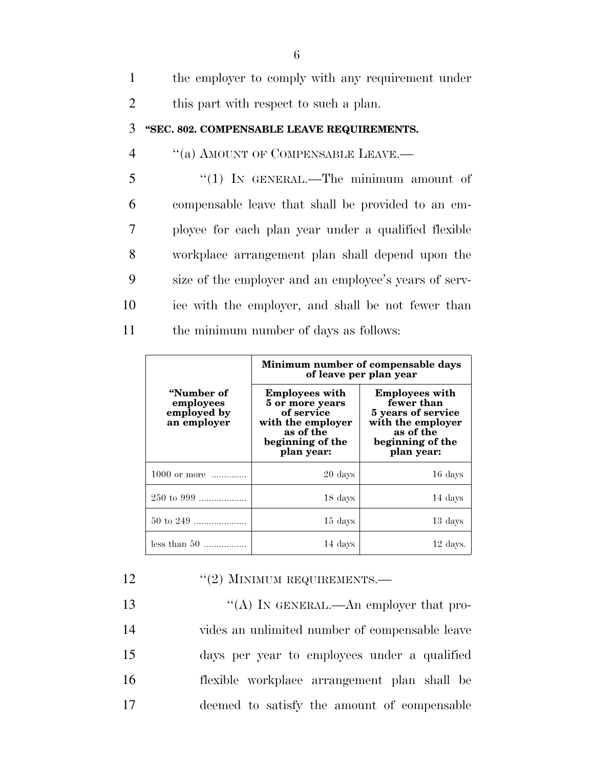the employer to comply with any requirement under this part with respect to such a plan.

**"SEC. 802. COMPENSABLE LEAVE REQUIREMENTS.**

"(a) AMOUNT OF COMPENSABLE LEAVE.—

"(1) IN GENERAL.—The minimum amount of compensable leave that shall be provided to an employee for each plan year under a qualified flexible workplace arrangement plan shall depend upon the size of the employer and an employee's years of service with the employer, and shall be not fewer than the minimum number of days as follows:

| "Number of employees employed by an employer | Minimum number of compensable days of leave per plan year | |
|---|---|---|
| | Employees with 5 or more years of service with the employer as of the beginning of the plan year: | Employees with fewer than 5 years of service with the employer as of the beginning of the plan year: |
| 1000 or more | 20 days | 16 days |
| 250 to 999 | 18 days | 14 days |
| 50 to 249 | 15 days | 13 days |
| less than 50 | 14 days | 12 days. |

"(2) MINIMUM REQUIREMENTS.—

"(A) IN GENERAL.—An employer that provides an unlimited number of compensable leave days per year to employees under a qualified flexible workplace arrangement plan shall be deemed to satisfy the amount of compensable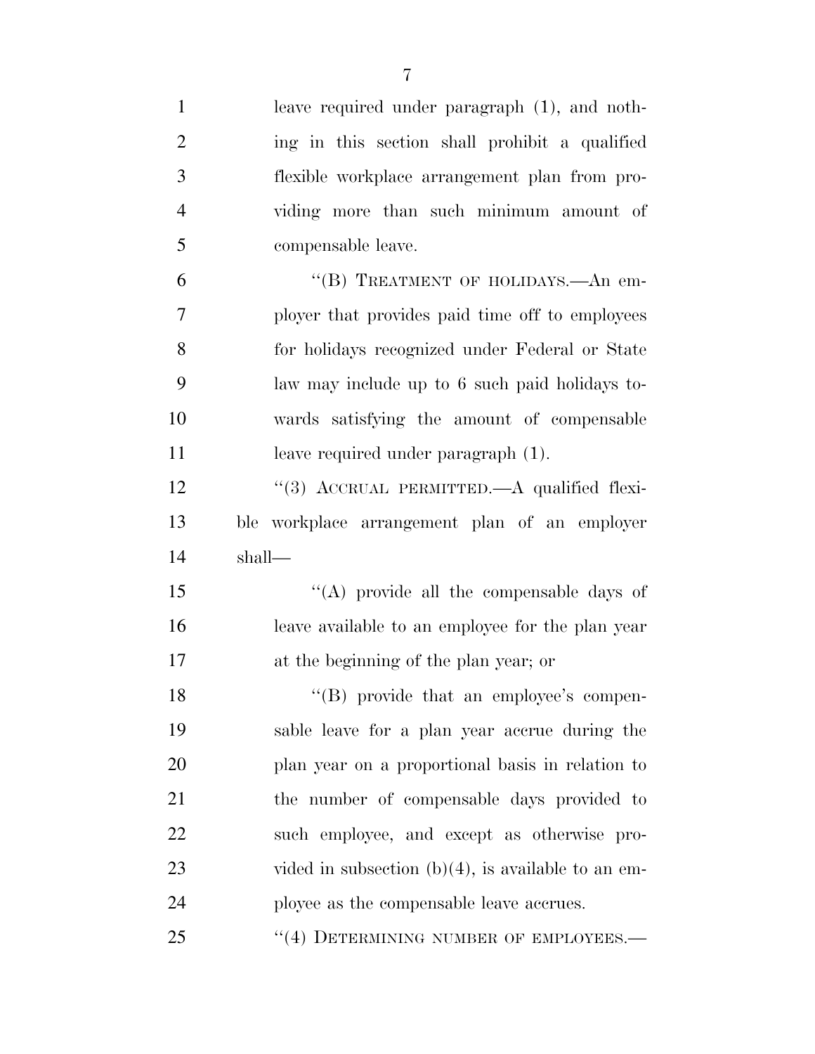leave required under paragraph (1), and nothing in this section shall prohibit a qualified flexible workplace arrangement plan from providing more than such minimum amount of compensable leave.

"(B) TREATMENT OF HOLIDAYS.—An employer that provides paid time off to employees for holidays recognized under Federal or State law may include up to 6 such paid holidays towards satisfying the amount of compensable leave required under paragraph (1).

"(3) ACCRUAL PERMITTED.—A qualified flexible workplace arrangement plan of an employer shall—

"(A) provide all the compensable days of leave available to an employee for the plan year at the beginning of the plan year; or

"(B) provide that an employee's compensable leave for a plan year accrue during the plan year on a proportional basis in relation to the number of compensable days provided to such employee, and except as otherwise provided in subsection (b)(4), is available to an employee as the compensable leave accrues.

"(4) DETERMINING NUMBER OF EMPLOYEES.—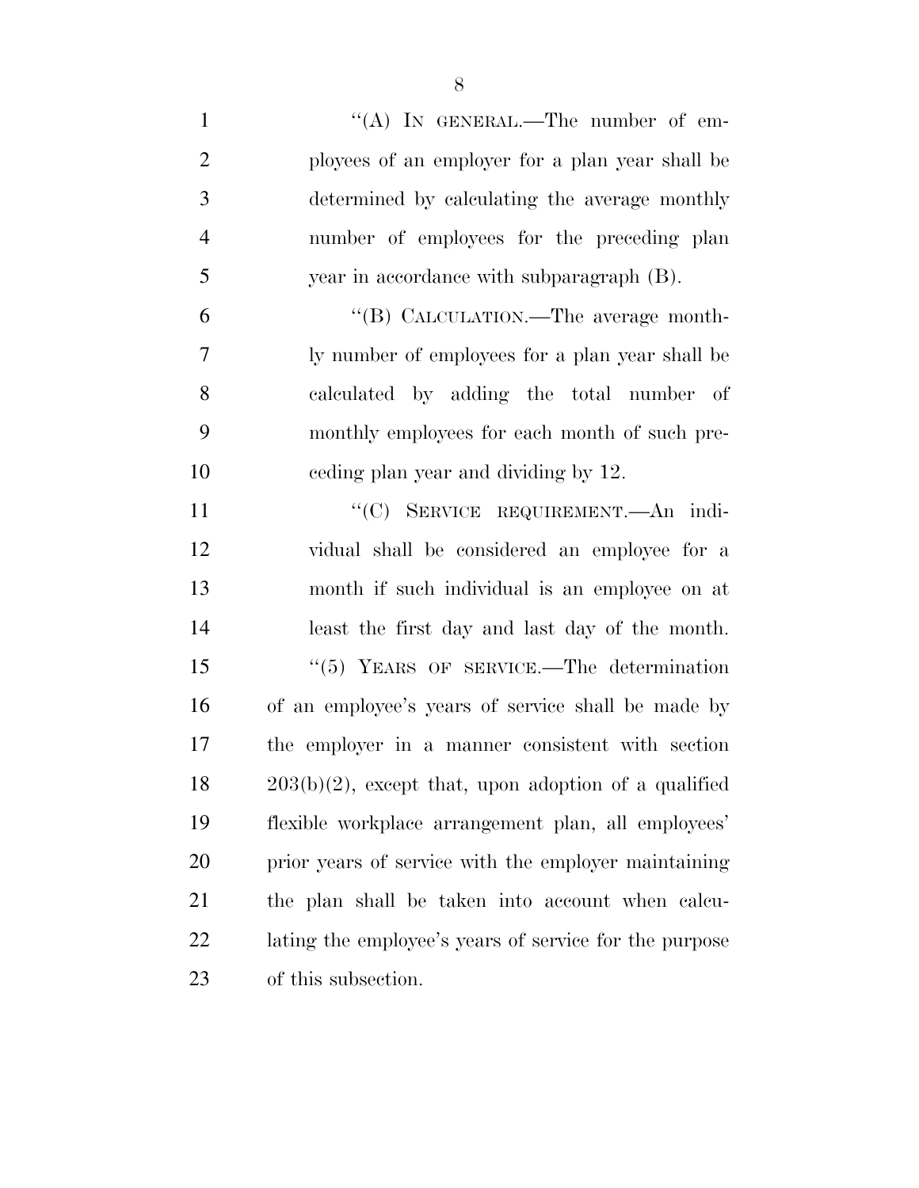"(A) IN GENERAL.—The number of employees of an employer for a plan year shall be determined by calculating the average monthly number of employees for the preceding plan year in accordance with subparagraph (B).

"(B) CALCULATION.—The average monthly number of employees for a plan year shall be calculated by adding the total number of monthly employees for each month of such preceding plan year and dividing by 12.

"(C) SERVICE REQUIREMENT.—An individual shall be considered an employee for a month if such individual is an employee on at least the first day and last day of the month.

"(5) YEARS OF SERVICE.—The determination of an employee's years of service shall be made by the employer in a manner consistent with section 203(b)(2), except that, upon adoption of a qualified flexible workplace arrangement plan, all employees' prior years of service with the employer maintaining the plan shall be taken into account when calculating the employee's years of service for the purpose of this subsection.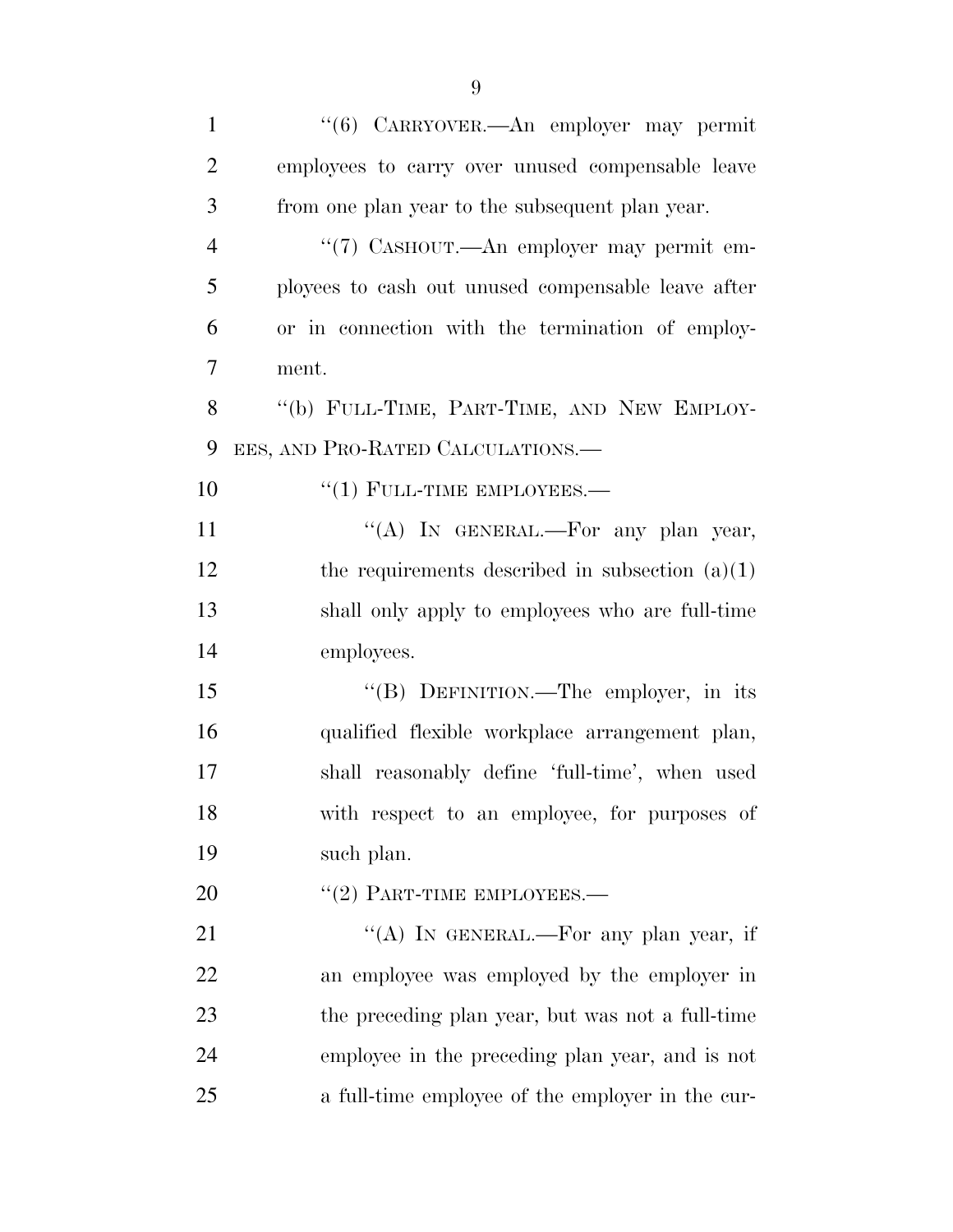"(6) CARRYOVER.—An employer may permit employees to carry over unused compensable leave from one plan year to the subsequent plan year.

"(7) CASHOUT.—An employer may permit employees to cash out unused compensable leave after or in connection with the termination of employment.

"(b) FULL-TIME, PART-TIME, AND NEW EMPLOYEES, AND PRO-RATED CALCULATIONS.—

"(1) FULL-TIME EMPLOYEES.—

"(A) IN GENERAL.—For any plan year, the requirements described in subsection (a)(1) shall only apply to employees who are full-time employees.

"(B) DEFINITION.—The employer, in its qualified flexible workplace arrangement plan, shall reasonably define 'full-time', when used with respect to an employee, for purposes of such plan.

"(2) PART-TIME EMPLOYEES.—

"(A) IN GENERAL.—For any plan year, if an employee was employed by the employer in the preceding plan year, but was not a full-time employee in the preceding plan year, and is not a full-time employee of the employer in the cur-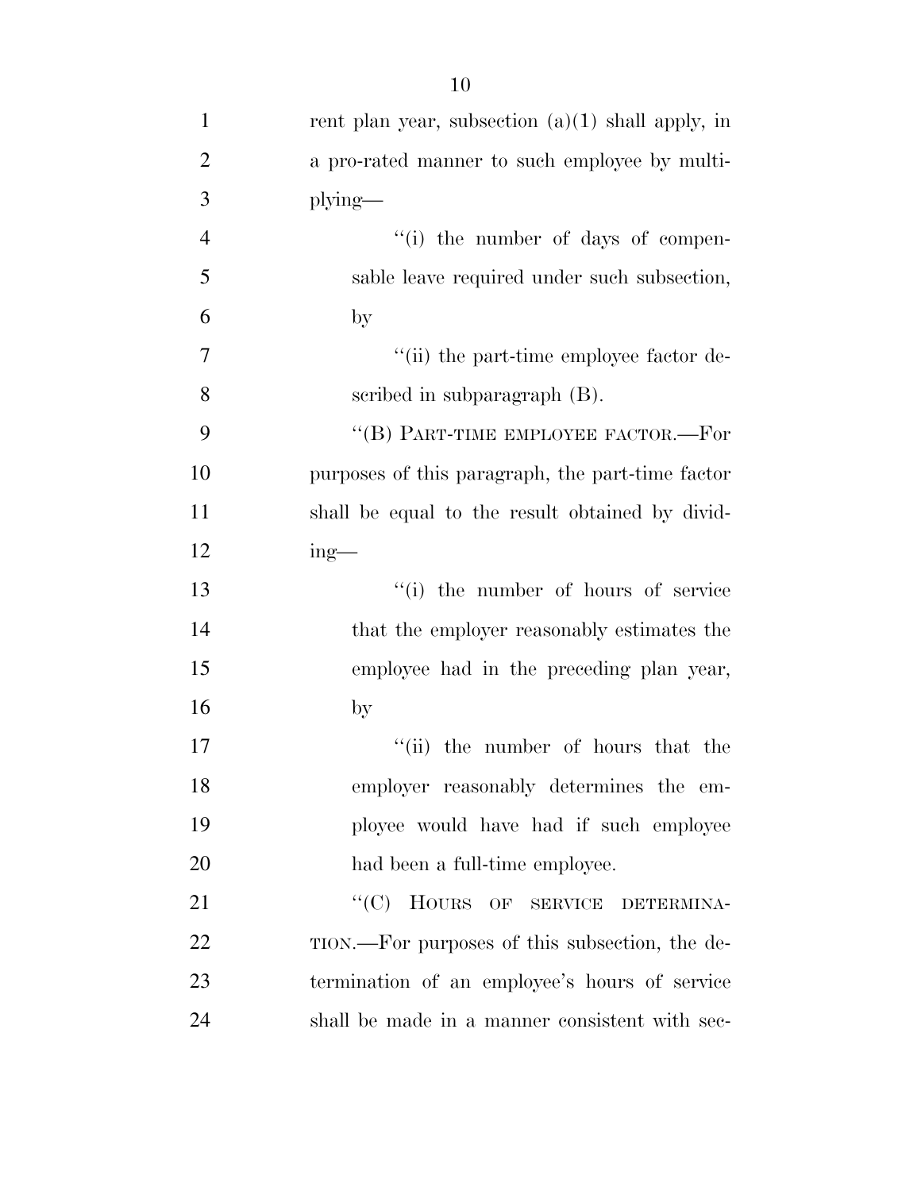rent plan year, subsection (a)(1) shall apply, in a pro-rated manner to such employee by multiplying—

"(i) the number of days of compensable leave required under such subsection, by

"(ii) the part-time employee factor described in subparagraph (B).

"(B) PART-TIME EMPLOYEE FACTOR.—For purposes of this paragraph, the part-time factor shall be equal to the result obtained by dividing—

"(i) the number of hours of service that the employer reasonably estimates the employee had in the preceding plan year, by

"(ii) the number of hours that the employer reasonably determines the employee would have had if such employee had been a full-time employee.

"(C) HOURS OF SERVICE DETERMINATION.—For purposes of this subsection, the determination of an employee's hours of service shall be made in a manner consistent with sec-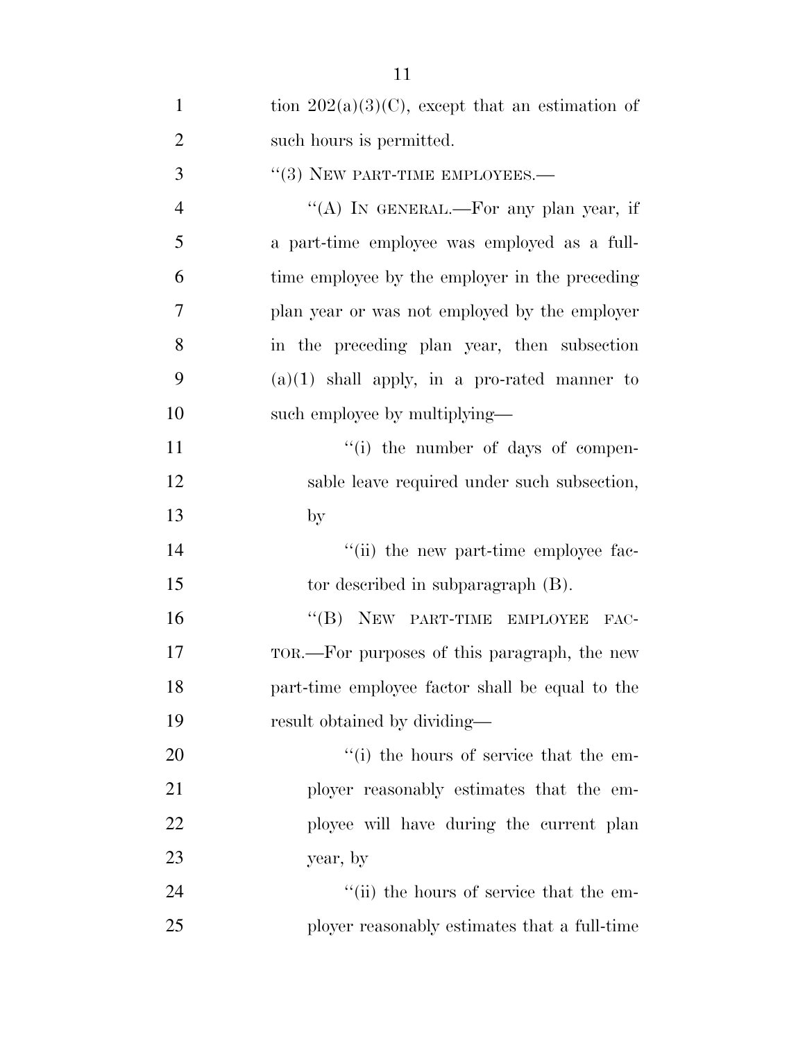tion 202(a)(3)(C), except that an estimation of such hours is permitted.

"(3) NEW PART-TIME EMPLOYEES.—

"(A) IN GENERAL.—For any plan year, if a part-time employee was employed as a full-time employee by the employer in the preceding plan year or was not employed by the employer in the preceding plan year, then subsection (a)(1) shall apply, in a pro-rated manner to such employee by multiplying—

"(i) the number of days of compensable leave required under such subsection, by

"(ii) the new part-time employee factor described in subparagraph (B).

"(B) NEW PART-TIME EMPLOYEE FACTOR.—For purposes of this paragraph, the new part-time employee factor shall be equal to the result obtained by dividing—

"(i) the hours of service that the employer reasonably estimates that the employee will have during the current plan year, by

"(ii) the hours of service that the employer reasonably estimates that a full-time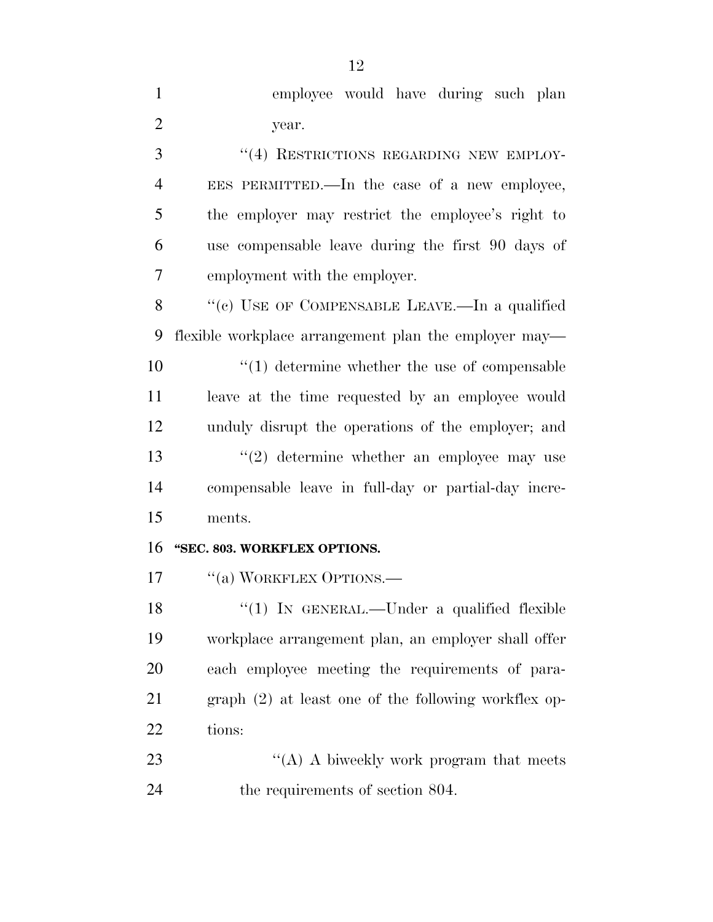employee would have during such plan year.

"(4) RESTRICTIONS REGARDING NEW EMPLOYEES PERMITTED.—In the case of a new employee, the employer may restrict the employee's right to use compensable leave during the first 90 days of employment with the employer.

"(c) USE OF COMPENSABLE LEAVE.—In a qualified flexible workplace arrangement plan the employer may—

"(1) determine whether the use of compensable leave at the time requested by an employee would unduly disrupt the operations of the employer; and

"(2) determine whether an employee may use compensable leave in full-day or partial-day increments.

**"SEC. 803. WORKFLEX OPTIONS.**

"(a) WORKFLEX OPTIONS.—

"(1) IN GENERAL.—Under a qualified flexible workplace arrangement plan, an employer shall offer each employee meeting the requirements of paragraph (2) at least one of the following workflex options:

"(A) A biweekly work program that meets the requirements of section 804.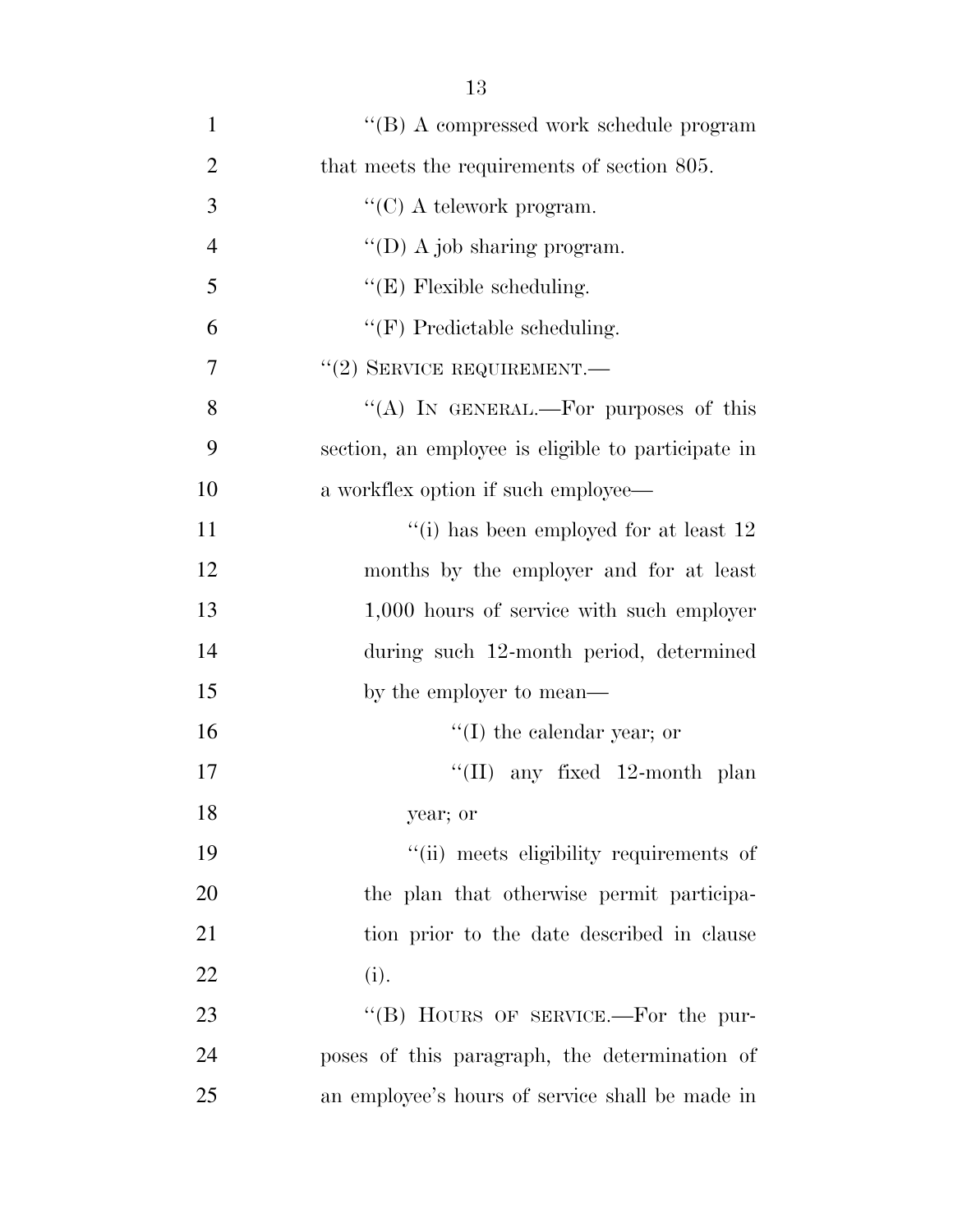"(B) A compressed work schedule program that meets the requirements of section 805.

"(C) A telework program.

"(D) A job sharing program.

"(E) Flexible scheduling.

"(F) Predictable scheduling.

"(2) SERVICE REQUIREMENT.—

"(A) IN GENERAL.—For purposes of this section, an employee is eligible to participate in a workflex option if such employee—

"(i) has been employed for at least 12 months by the employer and for at least 1,000 hours of service with such employer during such 12-month period, determined by the employer to mean—

"(I) the calendar year; or

"(II) any fixed 12-month plan year; or

"(ii) meets eligibility requirements of the plan that otherwise permit participation prior to the date described in clause (i).

"(B) HOURS OF SERVICE.—For the purposes of this paragraph, the determination of an employee's hours of service shall be made in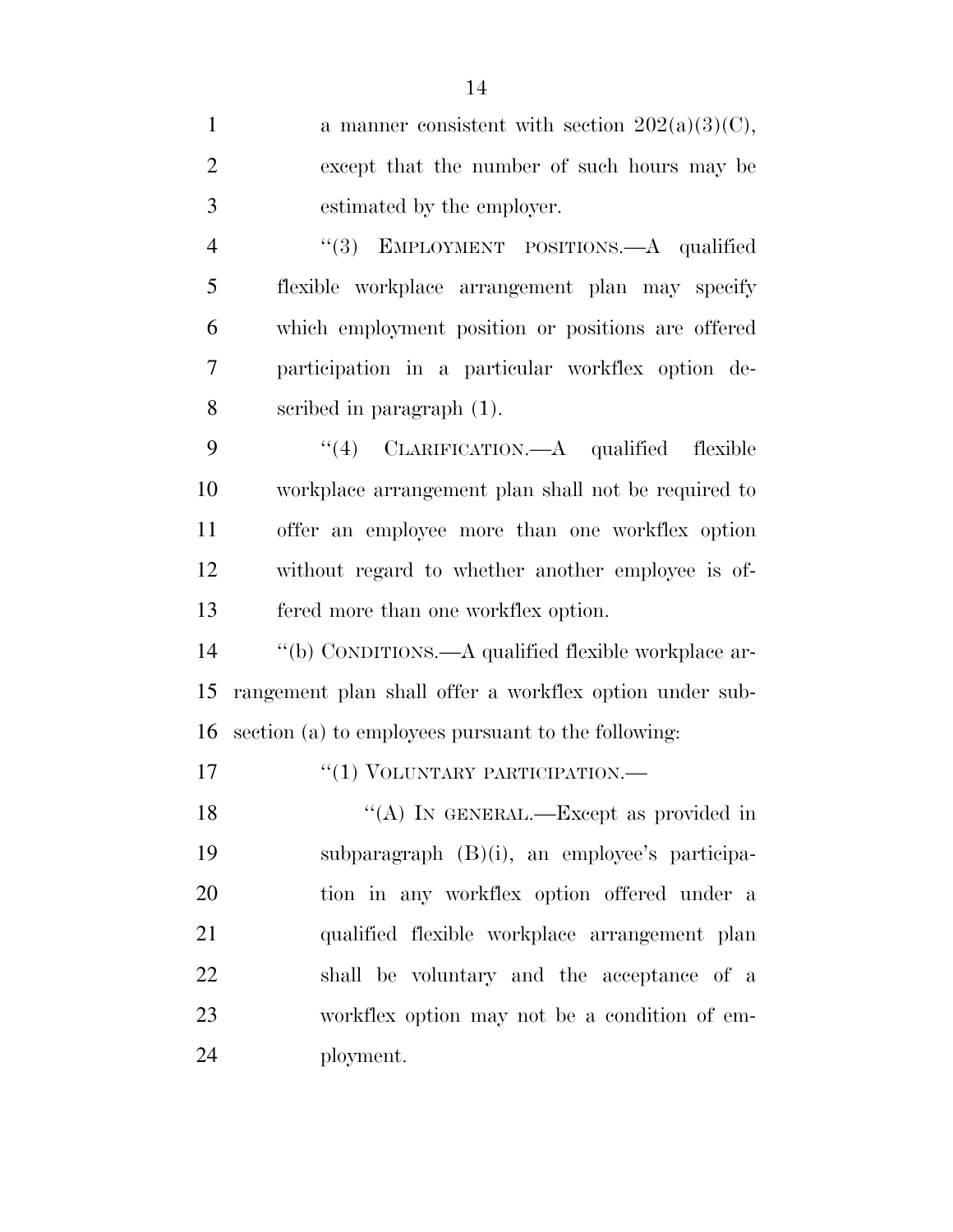a manner consistent with section 202(a)(3)(C), except that the number of such hours may be estimated by the employer.

"(3) EMPLOYMENT POSITIONS.—A qualified flexible workplace arrangement plan may specify which employment position or positions are offered participation in a particular workflex option described in paragraph (1).

"(4) CLARIFICATION.—A qualified flexible workplace arrangement plan shall not be required to offer an employee more than one workflex option without regard to whether another employee is offered more than one workflex option.

"(b) CONDITIONS.—A qualified flexible workplace arrangement plan shall offer a workflex option under subsection (a) to employees pursuant to the following:

"(1) VOLUNTARY PARTICIPATION.—

"(A) IN GENERAL.—Except as provided in subparagraph (B)(i), an employee's participation in any workflex option offered under a qualified flexible workplace arrangement plan shall be voluntary and the acceptance of a workflex option may not be a condition of employment.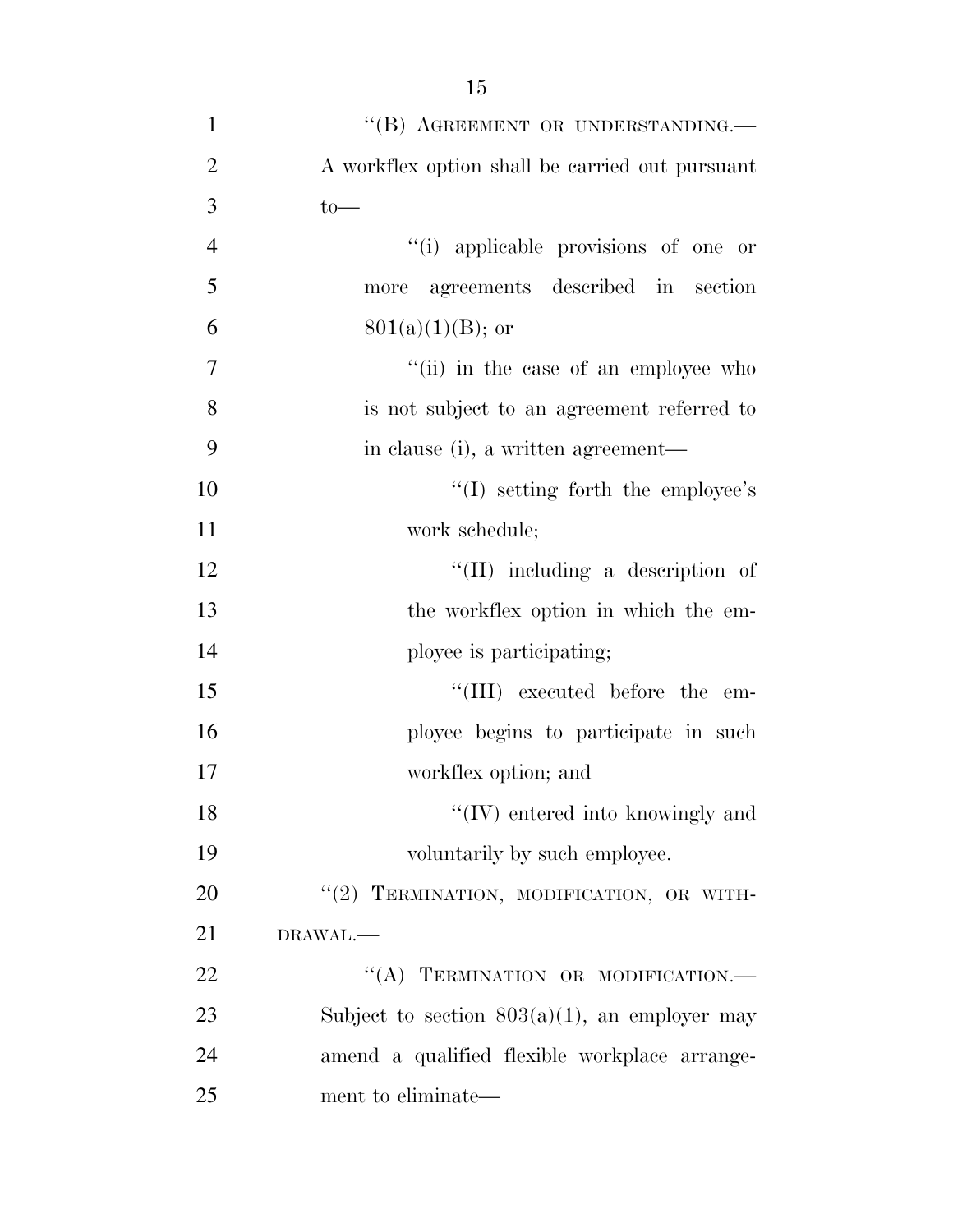"(B) AGREEMENT OR UNDERSTANDING.— A workflex option shall be carried out pursuant to—

"(i) applicable provisions of one or more agreements described in section 801(a)(1)(B); or

"(ii) in the case of an employee who is not subject to an agreement referred to in clause (i), a written agreement—

"(I) setting forth the employee's work schedule;

"(II) including a description of the workflex option in which the employee is participating;

"(III) executed before the employee begins to participate in such workflex option; and

"(IV) entered into knowingly and voluntarily by such employee.

"(2) TERMINATION, MODIFICATION, OR WITHDRAWAL.—

"(A) TERMINATION OR MODIFICATION.— Subject to section 803(a)(1), an employer may amend a qualified flexible workplace arrangement to eliminate—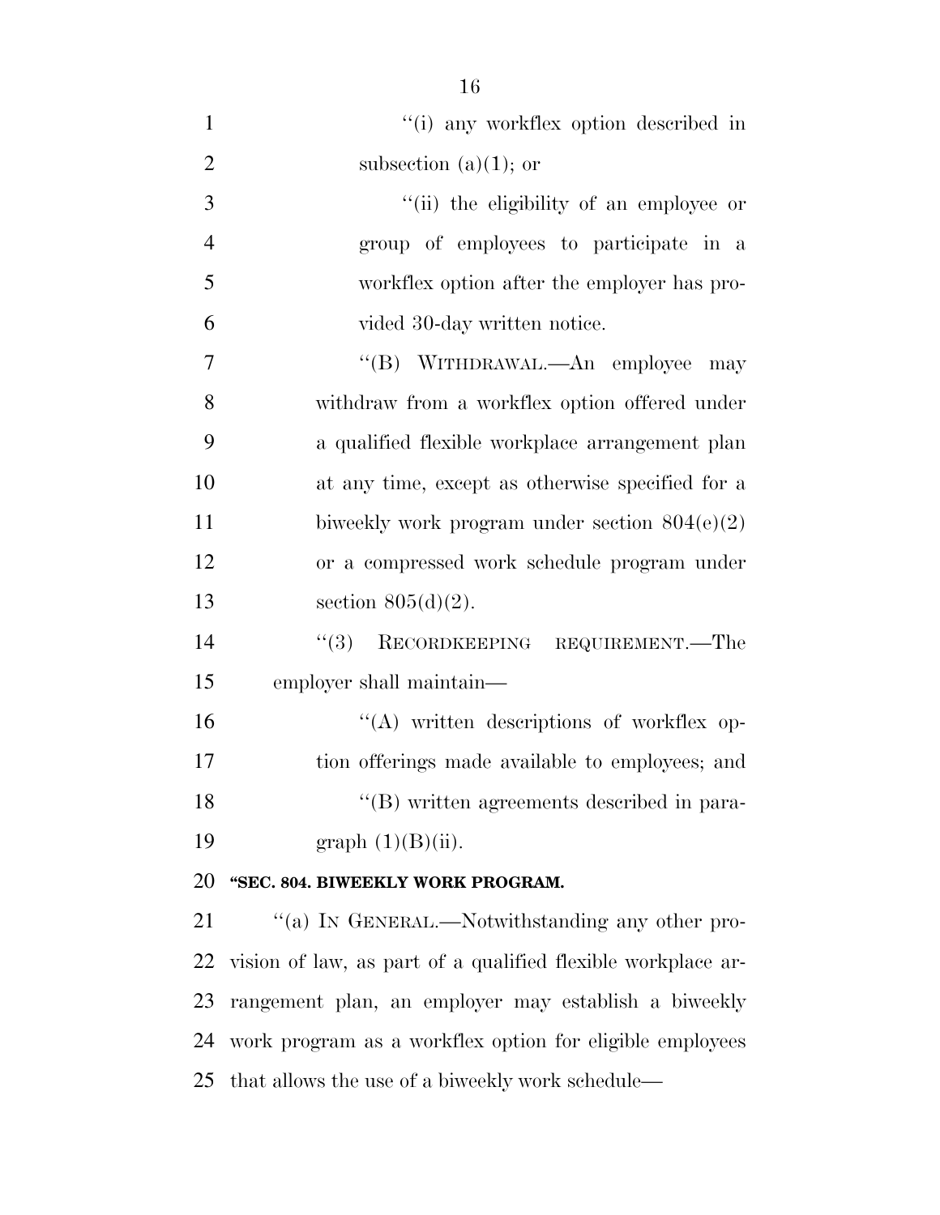''(i) any workflex option described in subsection (a)(1); or

''(ii) the eligibility of an employee or group of employees to participate in a workflex option after the employer has provided 30-day written notice.

''(B) WITHDRAWAL.—An employee may withdraw from a workflex option offered under a qualified flexible workplace arrangement plan at any time, except as otherwise specified for a biweekly work program under section 804(e)(2) or a compressed work schedule program under section 805(d)(2).

''(3) RECORDKEEPING REQUIREMENT.—The employer shall maintain—

''(A) written descriptions of workflex option offerings made available to employees; and

''(B) written agreements described in paragraph (1)(B)(ii).

**''SEC. 804. BIWEEKLY WORK PROGRAM.**

''(a) IN GENERAL.—Notwithstanding any other provision of law, as part of a qualified flexible workplace arrangement plan, an employer may establish a biweekly work program as a workflex option for eligible employees that allows the use of a biweekly work schedule—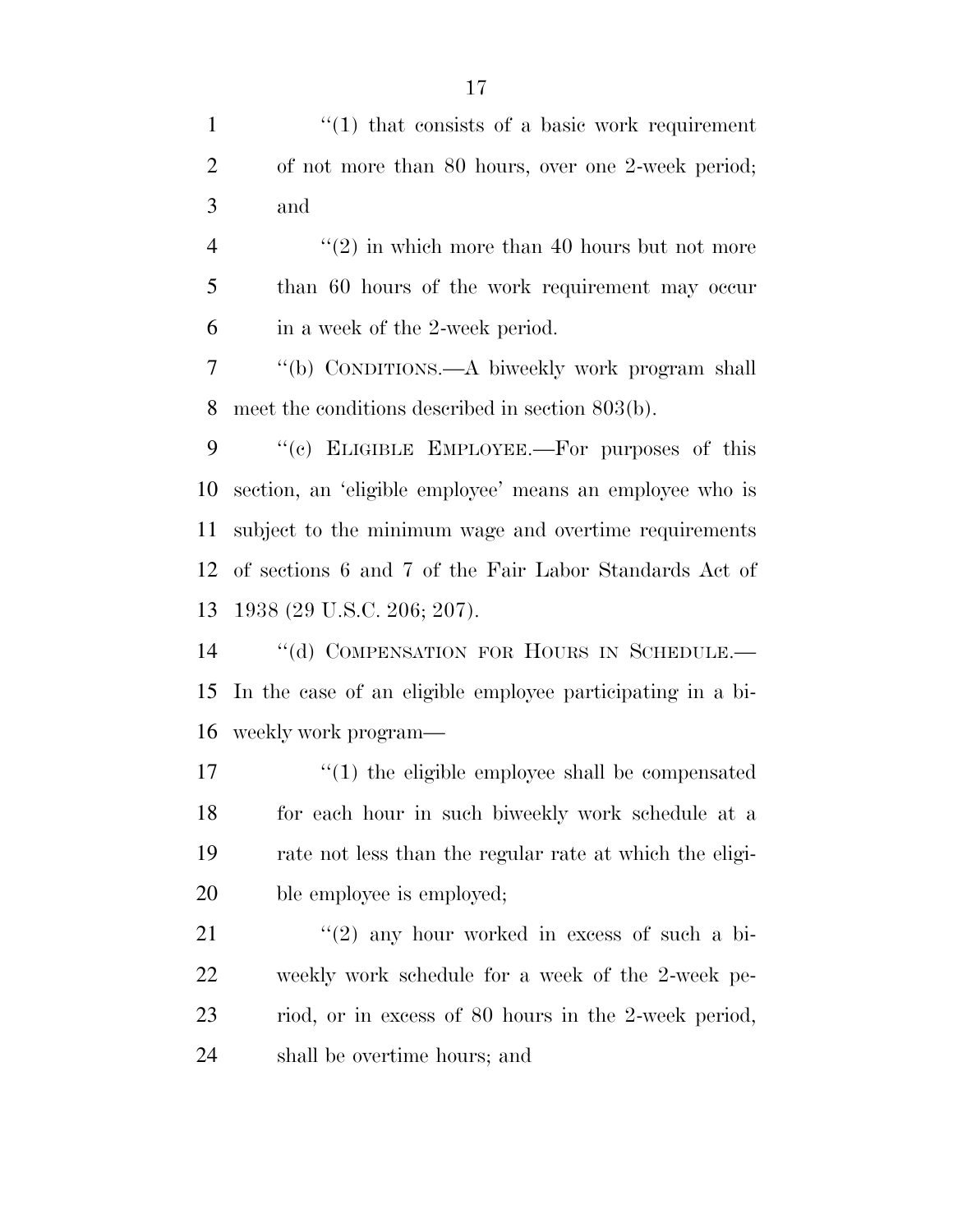"(1) that consists of a basic work requirement of not more than 80 hours, over one 2-week period; and

"(2) in which more than 40 hours but not more than 60 hours of the work requirement may occur in a week of the 2-week period.

"(b) CONDITIONS.—A biweekly work program shall meet the conditions described in section 803(b).

"(c) ELIGIBLE EMPLOYEE.—For purposes of this section, an 'eligible employee' means an employee who is subject to the minimum wage and overtime requirements of sections 6 and 7 of the Fair Labor Standards Act of 1938 (29 U.S.C. 206; 207).

"(d) COMPENSATION FOR HOURS IN SCHEDULE.—In the case of an eligible employee participating in a biweekly work program—

"(1) the eligible employee shall be compensated for each hour in such biweekly work schedule at a rate not less than the regular rate at which the eligible employee is employed;

"(2) any hour worked in excess of such a biweekly work schedule for a week of the 2-week period, or in excess of 80 hours in the 2-week period, shall be overtime hours; and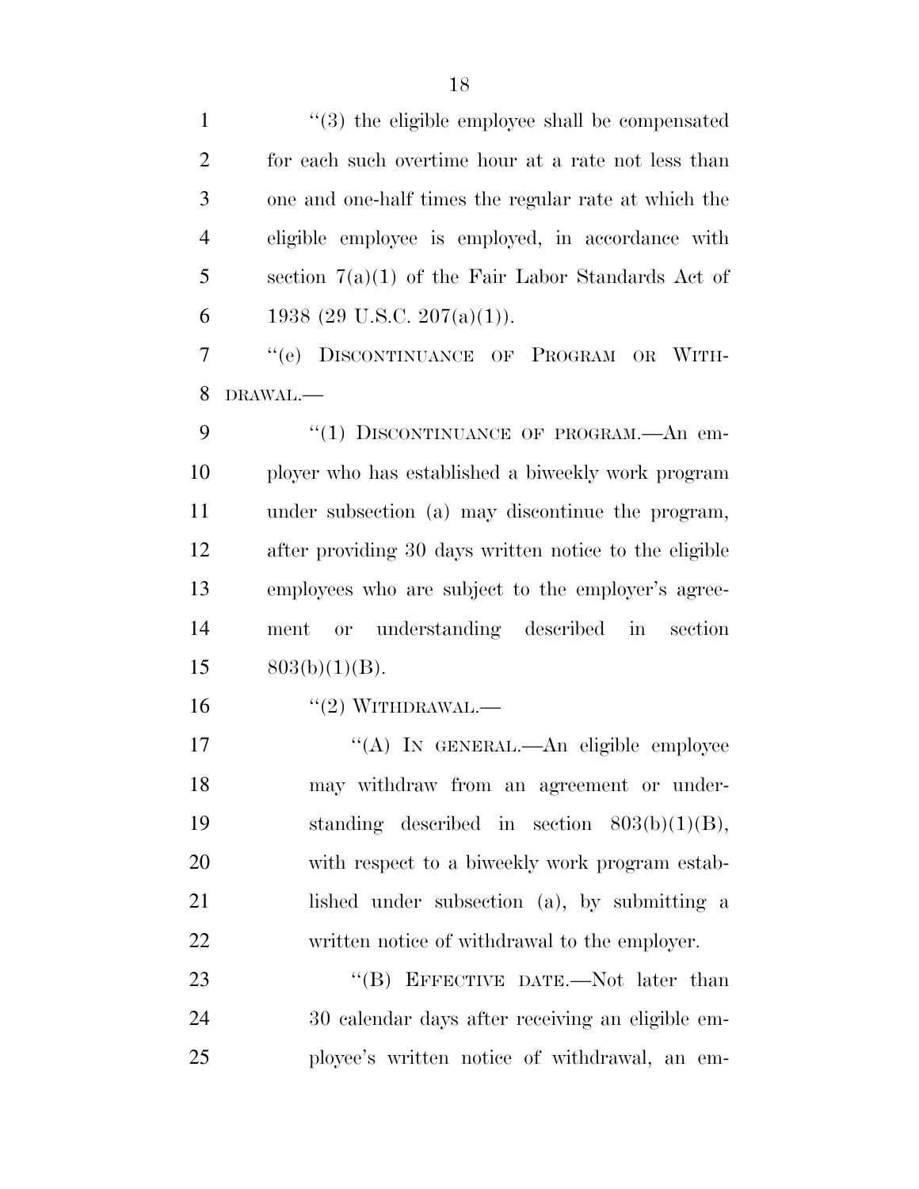''(3) the eligible employee shall be compensated for each such overtime hour at a rate not less than one and one-half times the regular rate at which the eligible employee is employed, in accordance with section 7(a)(1) of the Fair Labor Standards Act of 1938 (29 U.S.C. 207(a)(1)).

''(e) DISCONTINUANCE OF PROGRAM OR WITHDRAWAL.—

''(1) DISCONTINUANCE OF PROGRAM.—An employer who has established a biweekly work program under subsection (a) may discontinue the program, after providing 30 days written notice to the eligible employees who are subject to the employer's agreement or understanding described in section 803(b)(1)(B).

''(2) WITHDRAWAL.—

''(A) IN GENERAL.—An eligible employee may withdraw from an agreement or understanding described in section 803(b)(1)(B), with respect to a biweekly work program established under subsection (a), by submitting a written notice of withdrawal to the employer.

''(B) EFFECTIVE DATE.—Not later than 30 calendar days after receiving an eligible employee's written notice of withdrawal, an em-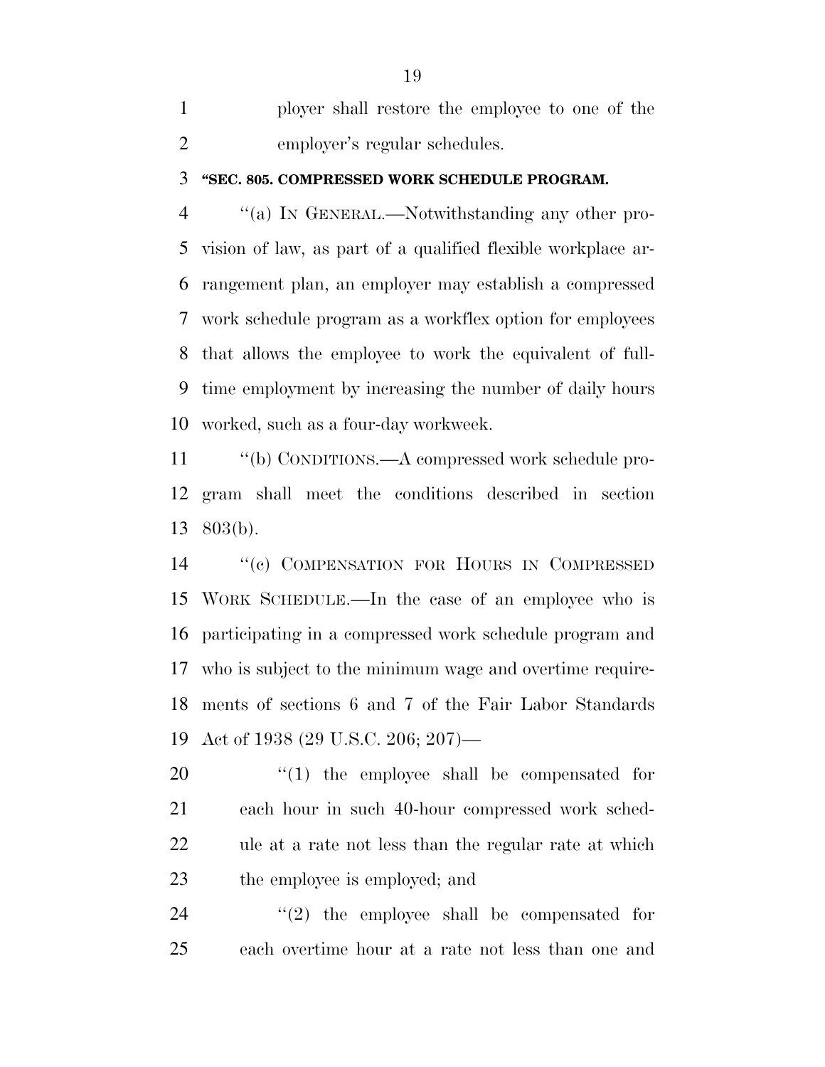ployer shall restore the employee to one of the employer's regular schedules.

**"SEC. 805. COMPRESSED WORK SCHEDULE PROGRAM.**

"(a) IN GENERAL.—Notwithstanding any other provision of law, as part of a qualified flexible workplace arrangement plan, an employer may establish a compressed work schedule program as a workflex option for employees that allows the employee to work the equivalent of full-time employment by increasing the number of daily hours worked, such as a four-day workweek.

"(b) CONDITIONS.—A compressed work schedule program shall meet the conditions described in section 803(b).

"(c) COMPENSATION FOR HOURS IN COMPRESSED WORK SCHEDULE.—In the case of an employee who is participating in a compressed work schedule program and who is subject to the minimum wage and overtime requirements of sections 6 and 7 of the Fair Labor Standards Act of 1938 (29 U.S.C. 206; 207)—

"(1) the employee shall be compensated for each hour in such 40-hour compressed work schedule at a rate not less than the regular rate at which the employee is employed; and

"(2) the employee shall be compensated for each overtime hour at a rate not less than one and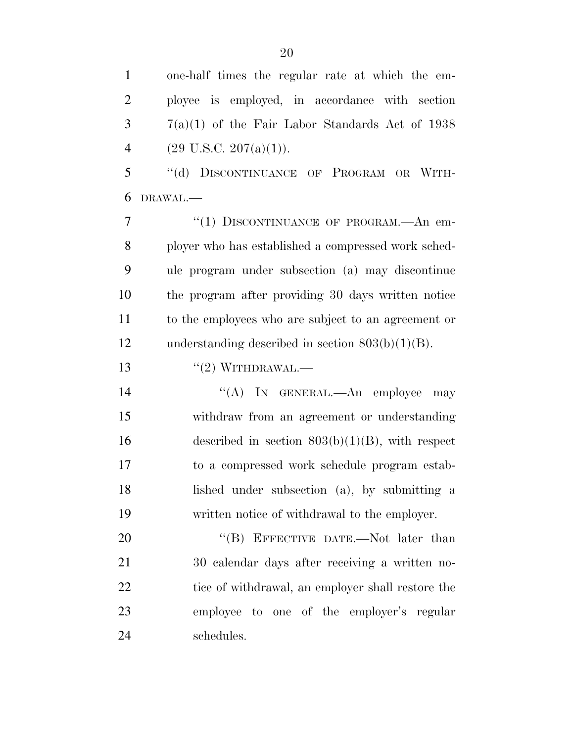one-half times the regular rate at which the employee is employed, in accordance with section 7(a)(1) of the Fair Labor Standards Act of 1938 (29 U.S.C. 207(a)(1)).

"(d) DISCONTINUANCE OF PROGRAM OR WITHDRAWAL.—

"(1) DISCONTINUANCE OF PROGRAM.—An employer who has established a compressed work schedule program under subsection (a) may discontinue the program after providing 30 days written notice to the employees who are subject to an agreement or understanding described in section 803(b)(1)(B).

"(2) WITHDRAWAL.—

"(A) IN GENERAL.—An employee may withdraw from an agreement or understanding described in section 803(b)(1)(B), with respect to a compressed work schedule program established under subsection (a), by submitting a written notice of withdrawal to the employer.

"(B) EFFECTIVE DATE.—Not later than 30 calendar days after receiving a written notice of withdrawal, an employer shall restore the employee to one of the employer's regular schedules.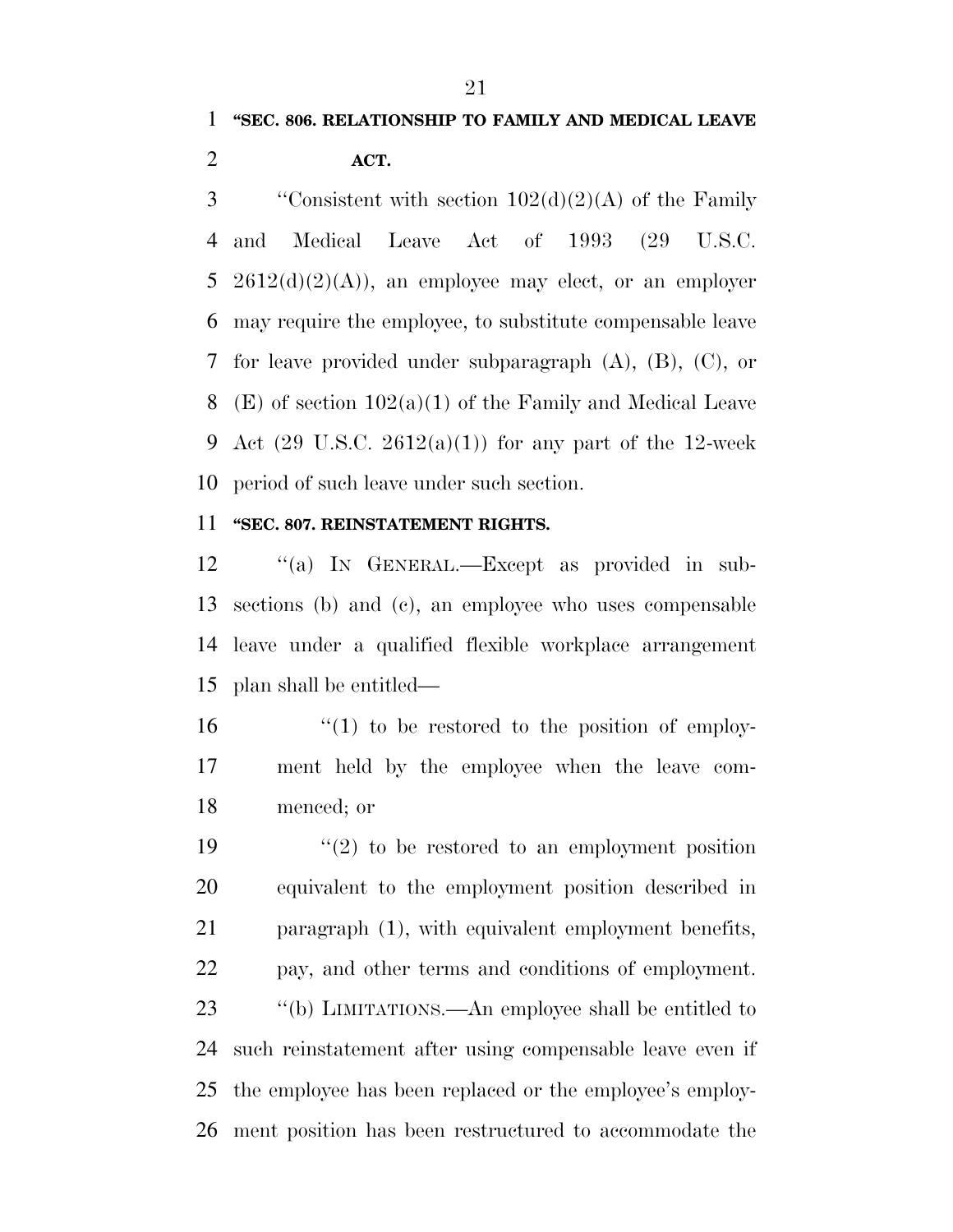**"SEC. 806. RELATIONSHIP TO FAMILY AND MEDICAL LEAVE ACT.**

"Consistent with section 102(d)(2)(A) of the Family and Medical Leave Act of 1993 (29 U.S.C. 2612(d)(2)(A)), an employee may elect, or an employer may require the employee, to substitute compensable leave for leave provided under subparagraph (A), (B), (C), or (E) of section 102(a)(1) of the Family and Medical Leave Act (29 U.S.C. 2612(a)(1)) for any part of the 12-week period of such leave under such section.

**"SEC. 807. REINSTATEMENT RIGHTS.**

"(a) IN GENERAL.—Except as provided in subsections (b) and (c), an employee who uses compensable leave under a qualified flexible workplace arrangement plan shall be entitled—

"(1) to be restored to the position of employment held by the employee when the leave commenced; or

"(2) to be restored to an employment position equivalent to the employment position described in paragraph (1), with equivalent employment benefits, pay, and other terms and conditions of employment.

"(b) LIMITATIONS.—An employee shall be entitled to such reinstatement after using compensable leave even if the employee has been replaced or the employee's employment position has been restructured to accommodate the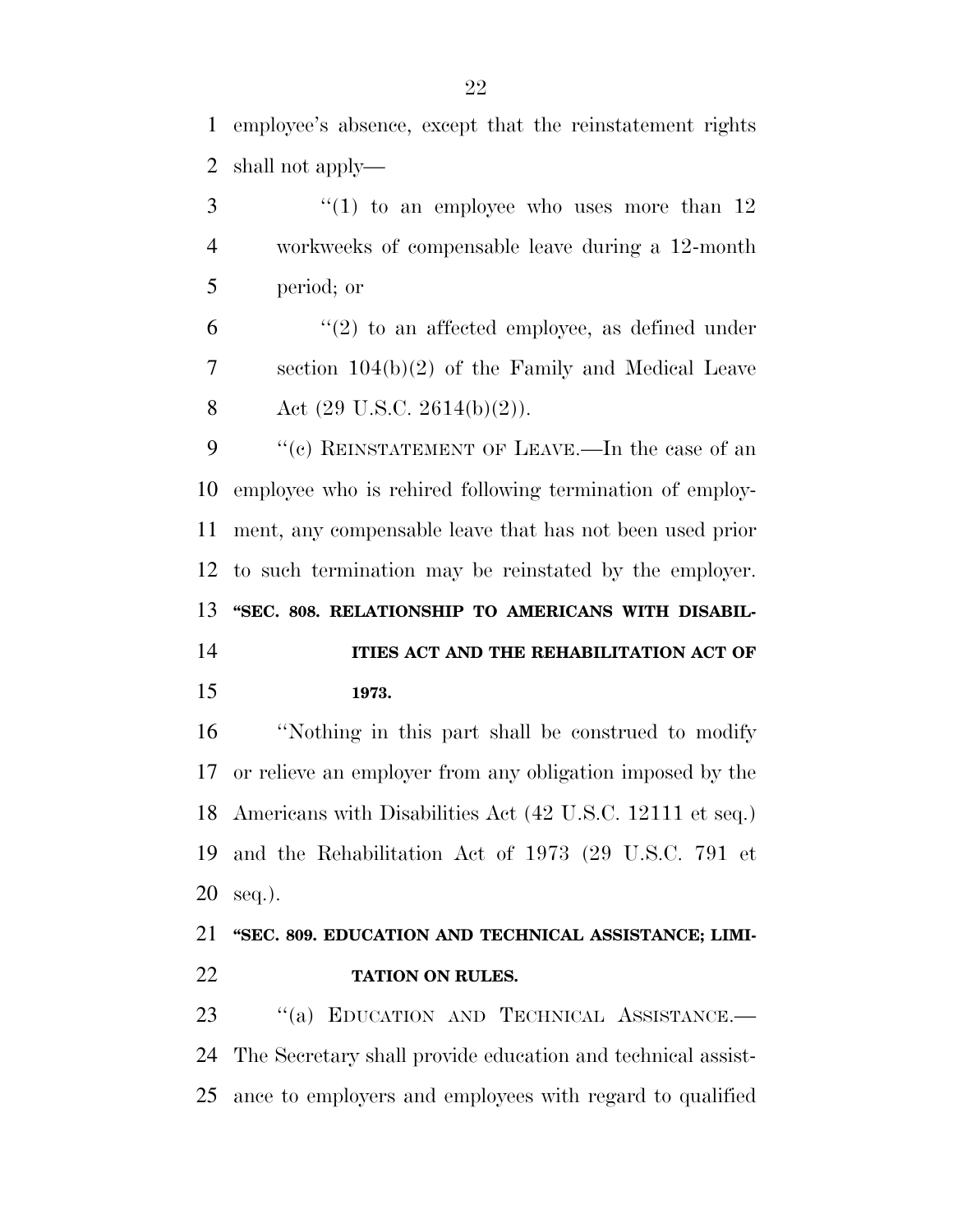employee's absence, except that the reinstatement rights shall not apply—

"(1) to an employee who uses more than 12 workweeks of compensable leave during a 12-month period; or

"(2) to an affected employee, as defined under section 104(b)(2) of the Family and Medical Leave Act (29 U.S.C. 2614(b)(2)).

"(c) REINSTATEMENT OF LEAVE.—In the case of an employee who is rehired following termination of employment, any compensable leave that has not been used prior to such termination may be reinstated by the employer.

**"SEC. 808. RELATIONSHIP TO AMERICANS WITH DISABILITIES ACT AND THE REHABILITATION ACT OF 1973.**

"Nothing in this part shall be construed to modify or relieve an employer from any obligation imposed by the Americans with Disabilities Act (42 U.S.C. 12111 et seq.) and the Rehabilitation Act of 1973 (29 U.S.C. 791 et seq.).

**"SEC. 809. EDUCATION AND TECHNICAL ASSISTANCE; LIMITATION ON RULES.**

"(a) EDUCATION AND TECHNICAL ASSISTANCE.—The Secretary shall provide education and technical assistance to employers and employees with regard to qualified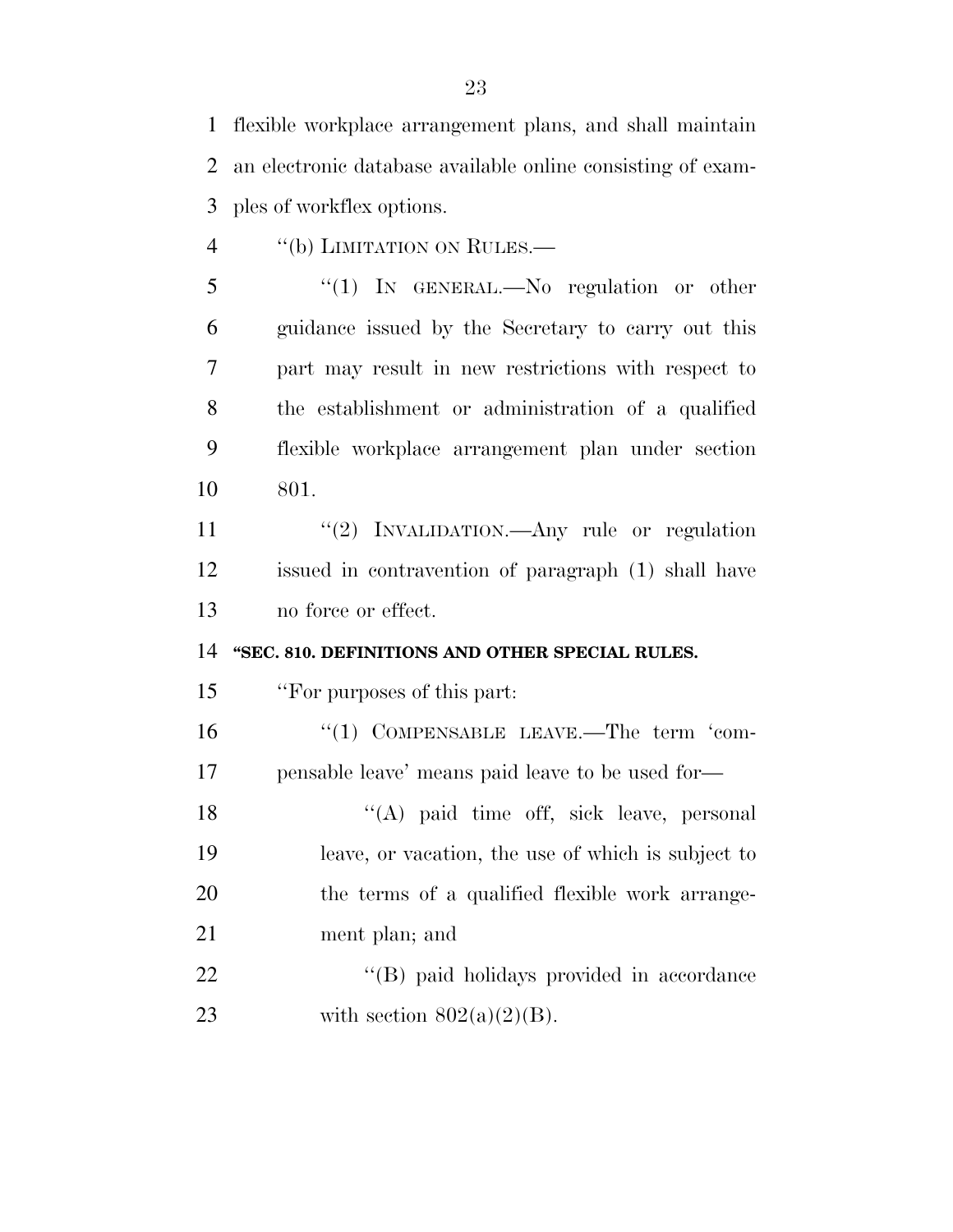flexible workplace arrangement plans, and shall maintain an electronic database available online consisting of examples of workflex options.

''(b) LIMITATION ON RULES.—

''(1) IN GENERAL.—No regulation or other guidance issued by the Secretary to carry out this part may result in new restrictions with respect to the establishment or administration of a qualified flexible workplace arrangement plan under section 801.

''(2) INVALIDATION.—Any rule or regulation issued in contravention of paragraph (1) shall have no force or effect.

**''SEC. 810. DEFINITIONS AND OTHER SPECIAL RULES.**

''For purposes of this part:

''(1) COMPENSABLE LEAVE.—The term 'compensable leave' means paid leave to be used for—

''(A) paid time off, sick leave, personal leave, or vacation, the use of which is subject to the terms of a qualified flexible work arrangement plan; and

''(B) paid holidays provided in accordance with section 802(a)(2)(B).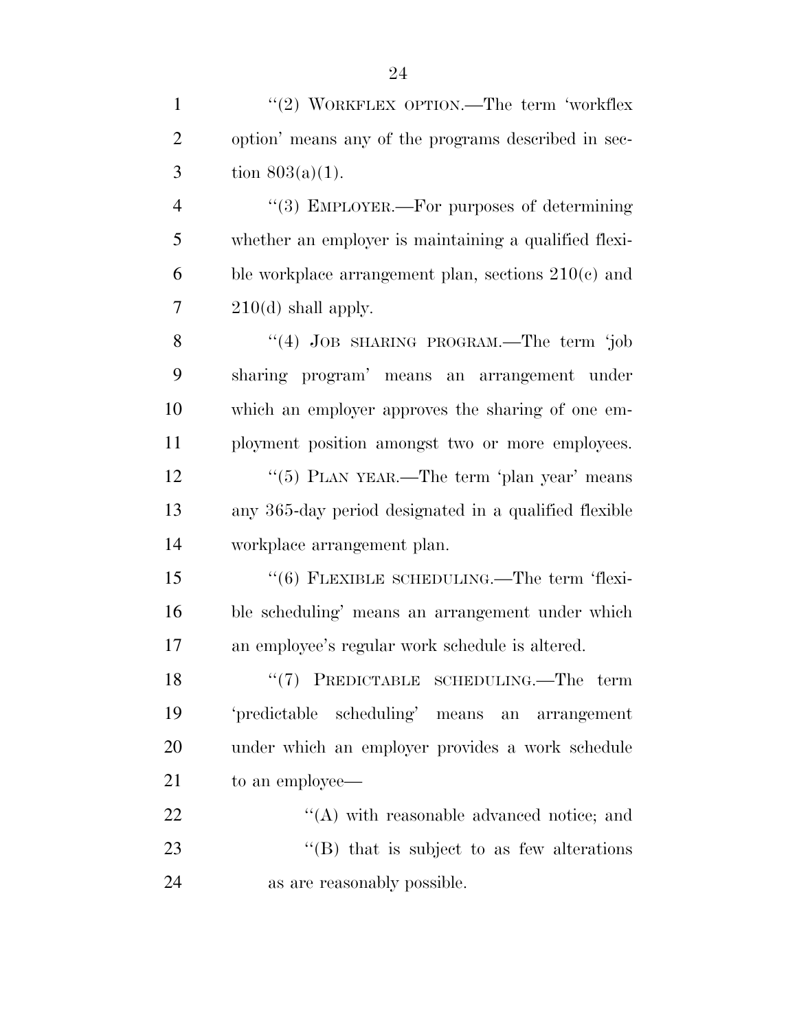"(2) WORKFLEX OPTION.—The term 'workflex option' means any of the programs described in section 803(a)(1).

"(3) EMPLOYER.—For purposes of determining whether an employer is maintaining a qualified flexible workplace arrangement plan, sections 210(c) and 210(d) shall apply.

"(4) JOB SHARING PROGRAM.—The term 'job sharing program' means an arrangement under which an employer approves the sharing of one employment position amongst two or more employees.

"(5) PLAN YEAR.—The term 'plan year' means any 365-day period designated in a qualified flexible workplace arrangement plan.

"(6) FLEXIBLE SCHEDULING.—The term 'flexible scheduling' means an arrangement under which an employee's regular work schedule is altered.

"(7) PREDICTABLE SCHEDULING.—The term 'predictable scheduling' means an arrangement under which an employer provides a work schedule to an employee—

"(A) with reasonable advanced notice; and

"(B) that is subject to as few alterations as are reasonably possible.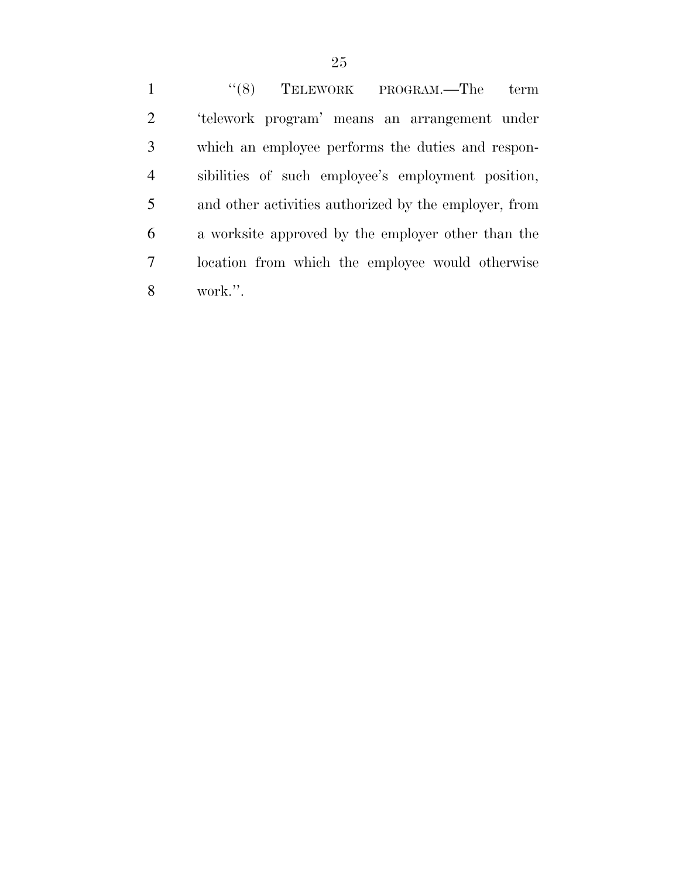"(8) TELEWORK PROGRAM.—The term 'telework program' means an arrangement under which an employee performs the duties and responsibilities of such employee's employment position, and other activities authorized by the employer, from a worksite approved by the employer other than the location from which the employee would otherwise work.".